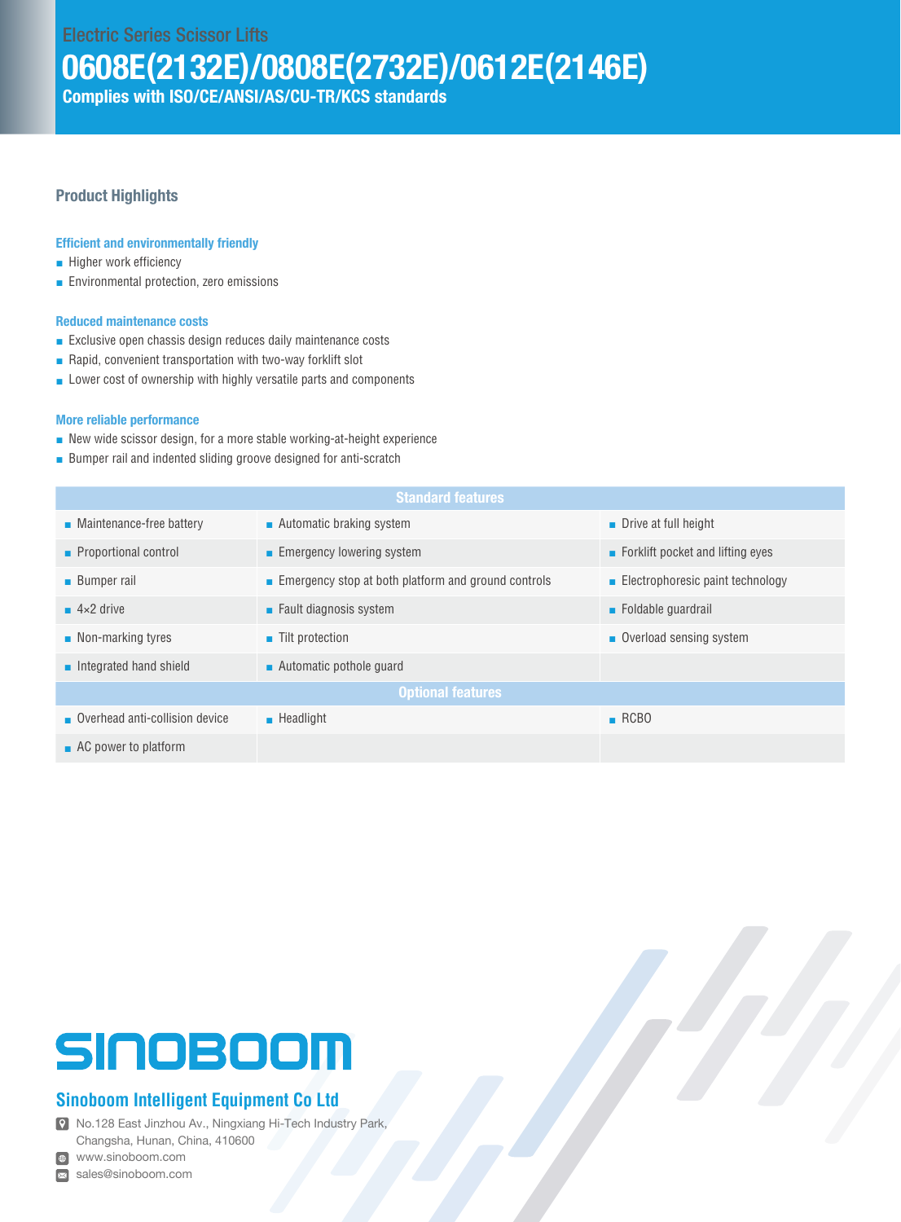Electric Series Scissor Lifts

# 0608E(2132E)/0808E(2732E)/0612E(2146E)

**Complies with ISO/CE/ANSI/AS/CU-TR/KCS standards**

## Product Highlights

### Efficient and environmentally friendly

- Higher work efficiency
- Environmental protection, zero emissions

### Reduced maintenance costs

- Exclusive open chassis design reduces daily maintenance costs
- Rapid, convenient transportation with two-way forklift slot
- Lower cost of ownership with highly versatile parts and components

### More reliable performance

- New wide scissor design, for a more stable working-at-height experience
- Bumper rail and indented sliding groove designed for anti-scratch

| Standard features | | |
|---|---|---|
| Maintenance-free battery | Automatic braking system | Drive at full height |
| Proportional control | Emergency lowering system | Forklift pocket and lifting eyes |
| Bumper rail | Emergency stop at both platform and ground controls | Electrophoresic paint technology |
| 4×2 drive | Fault diagnosis system | Foldable guardrail |
| Non-marking tyres | Tilt protection | Overload sensing system |
| Integrated hand shield | Automatic pothole guard | |
| **Optional features** | | |
| Overhead anti-collision device | Headlight | RCBO |
| AC power to platform | | |

SINOBOOM

**Sinoboom Intelligent Equipment Co Ltd**

No.128 East Jinzhou Av., Ningxiang Hi-Tech Industry Park,
Changsha, Hunan, China, 410600

www.sinoboom.com

sales@sinoboom.com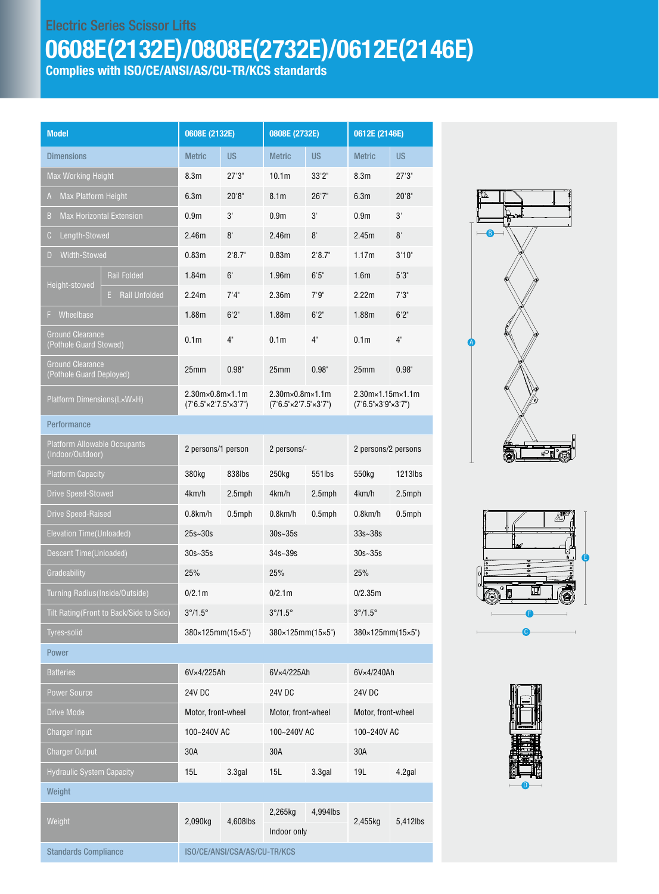Electric Series Scissor Lifts

# 0608E(2132E)/0808E(2732E)/0612E(2146E)

**Complies with ISO/CE/ANSI/AS/CU-TR/KCS standards**

| Model | | 0608E (2132E) | | 0808E (2732E) | | 0612E (2146E) | |
|---|---|---|---|---|---|---|---|
| Dimensions | | Metric | US | Metric | US | Metric | US |
| Max Working Height | | 8.3m | 27'3" | 10.1m | 33'2" | 8.3m | 27'3" |
| A Max Platform Height | | 6.3m | 20'8" | 8.1m | 26'7" | 6.3m | 20'8" |
| B Max Horizontal Extension | | 0.9m | 3' | 0.9m | 3' | 0.9m | 3' |
| C Length-Stowed | | 2.46m | 8' | 2.46m | 8' | 2.45m | 8' |
| D Width-Stowed | | 0.83m | 2'8.7" | 0.83m | 2'8.7" | 1.17m | 3'10" |
| Height-stowed | Rail Folded | 1.84m | 6' | 1.96m | 6'5" | 1.6m | 5'3" |
| | E Rail Unfolded | 2.24m | 7'4" | 2.36m | 7'9" | 2.22m | 7'3" |
| F Wheelbase | | 1.88m | 6'2" | 1.88m | 6'2" | 1.88m | 6'2" |
| Ground Clearance (Pothole Guard Stowed) | | 0.1m | 4" | 0.1m | 4" | 0.1m | 4" |
| Ground Clearance (Pothole Guard Deployed) | | 25mm | 0.98" | 25mm | 0.98" | 25mm | 0.98" |
| Platform Dimensions(L×W×H) | | 2.30m×0.8m×1.1m (7'6.5"×2'7.5"×3'7") | | 2.30m×0.8m×1.1m (7'6.5"×2'7.5"×3'7") | | 2.30m×1.15m×1.1m (7'6.5"×3'9"×3'7") | |
| Performance | | | | | | | |
| Platform Allowable Occupants (Indoor/Outdoor) | | 2 persons/1 person | | 2 persons/- | | 2 persons/2 persons | |
| Platform Capacity | | 380kg | 838lbs | 250kg | 551lbs | 550kg | 1213lbs |
| Drive Speed-Stowed | | 4km/h | 2.5mph | 4km/h | 2.5mph | 4km/h | 2.5mph |
| Drive Speed-Raised | | 0.8km/h | 0.5mph | 0.8km/h | 0.5mph | 0.8km/h | 0.5mph |
| Elevation Time(Unloaded) | | 25s~30s | | 30s~35s | | 33s~38s | |
| Descent Time(Unloaded) | | 30s~35s | | 34s~39s | | 30s~35s | |
| Gradeability | | 25% | | 25% | | 25% | |
| Turning Radius(Inside/Outside) | | 0/2.1m | | 0/2.1m | | 0/2.35m | |
| Tilt Rating(Front to Back/Side to Side) | | 3°/1.5° | | 3°/1.5° | | 3°/1.5° | |
| Tyres-solid | | 380×125mm(15×5") | | 380×125mm(15×5") | | 380×125mm(15×5") | |
| Power | | | | | | | |
| Batteries | | 6V×4/225Ah | | 6V×4/225Ah | | 6V×4/240Ah | |
| Power Source | | 24V DC | | 24V DC | | 24V DC | |
| Drive Mode | | Motor, front-wheel | | Motor, front-wheel | | Motor, front-wheel | |
| Charger Input | | 100~240V AC | | 100~240V AC | | 100~240V AC | |
| Charger Output | | 30A | | 30A | | 30A | |
| Hydraulic System Capacity | | 15L | 3.3gal | 15L | 3.3gal | 19L | 4.2gal |
| Weight | | | | | | | |
| Weight | | 2,090kg | 4,608lbs | 2,265kg Indoor only | 4,994lbs | 2,455kg | 5,412lbs |
| Standards Compliance | | ISO/CE/ANSI/CSA/AS/CU-TR/KCS | | | | | |

A

B

E

F

C

D